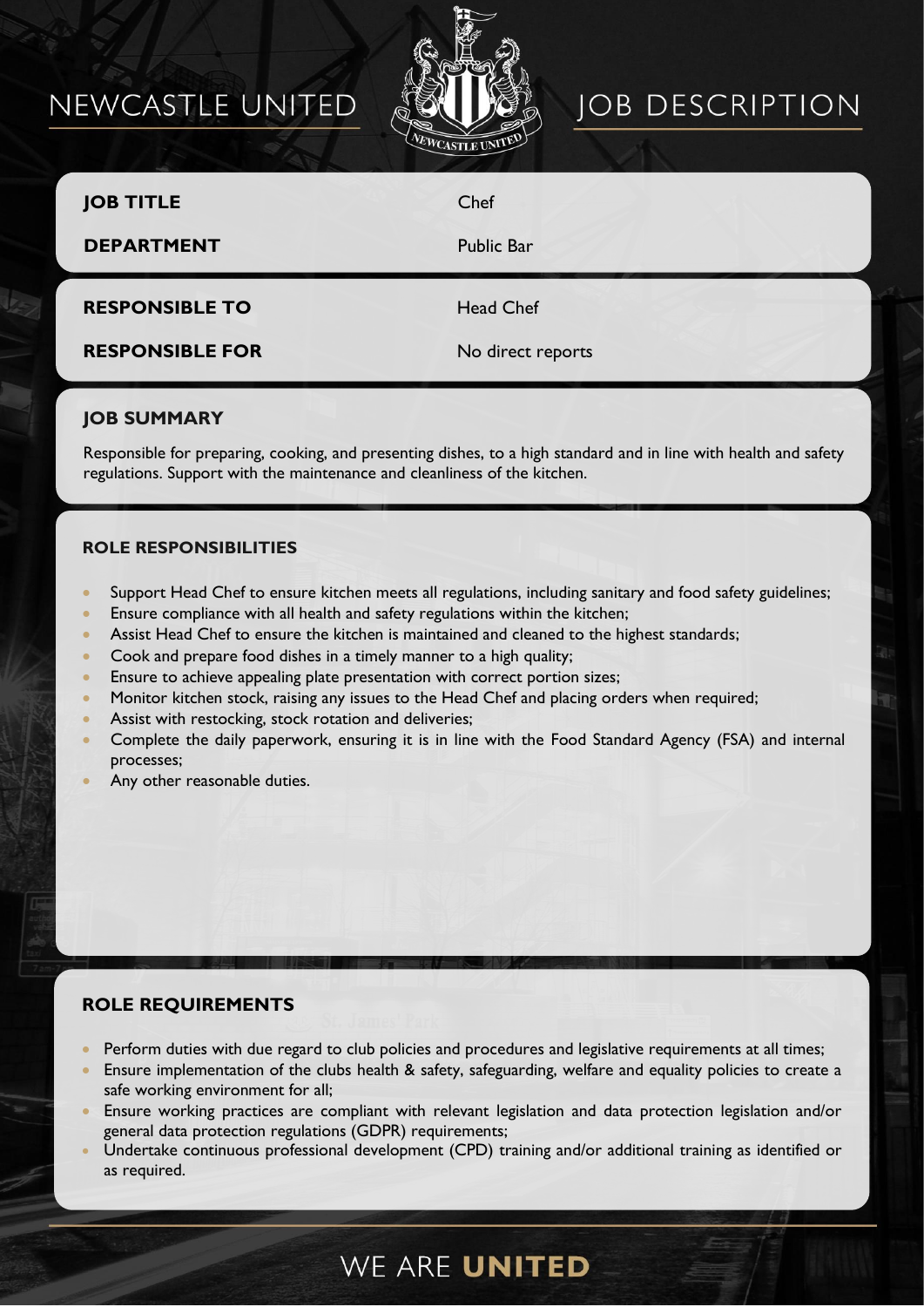# NEWCASTLE UNITED — JOB DESCRIPTION

| | |
|---|---|
| **JOB TITLE** | Chef |
| **DEPARTMENT** | Public Bar |
| **RESPONSIBLE TO** | Head Chef |
| **RESPONSIBLE FOR** | No direct reports |

## JOB SUMMARY

Responsible for preparing, cooking, and presenting dishes, to a high standard and in line with health and safety regulations. Support with the maintenance and cleanliness of the kitchen.

## ROLE RESPONSIBILITIES

- Support Head Chef to ensure kitchen meets all regulations, including sanitary and food safety guidelines;
- Ensure compliance with all health and safety regulations within the kitchen;
- Assist Head Chef to ensure the kitchen is maintained and cleaned to the highest standards;
- Cook and prepare food dishes in a timely manner to a high quality;
- Ensure to achieve appealing plate presentation with correct portion sizes;
- Monitor kitchen stock, raising any issues to the Head Chef and placing orders when required;
- Assist with restocking, stock rotation and deliveries;
- Complete the daily paperwork, ensuring it is in line with the Food Standard Agency (FSA) and internal processes;
- Any other reasonable duties.

## ROLE REQUIREMENTS

- Perform duties with due regard to club policies and procedures and legislative requirements at all times;
- Ensure implementation of the clubs health & safety, safeguarding, welfare and equality policies to create a safe working environment for all;
- Ensure working practices are compliant with relevant legislation and data protection legislation and/or general data protection regulations (GDPR) requirements;
- Undertake continuous professional development (CPD) training and/or additional training as identified or as required.

WE ARE **UNITED**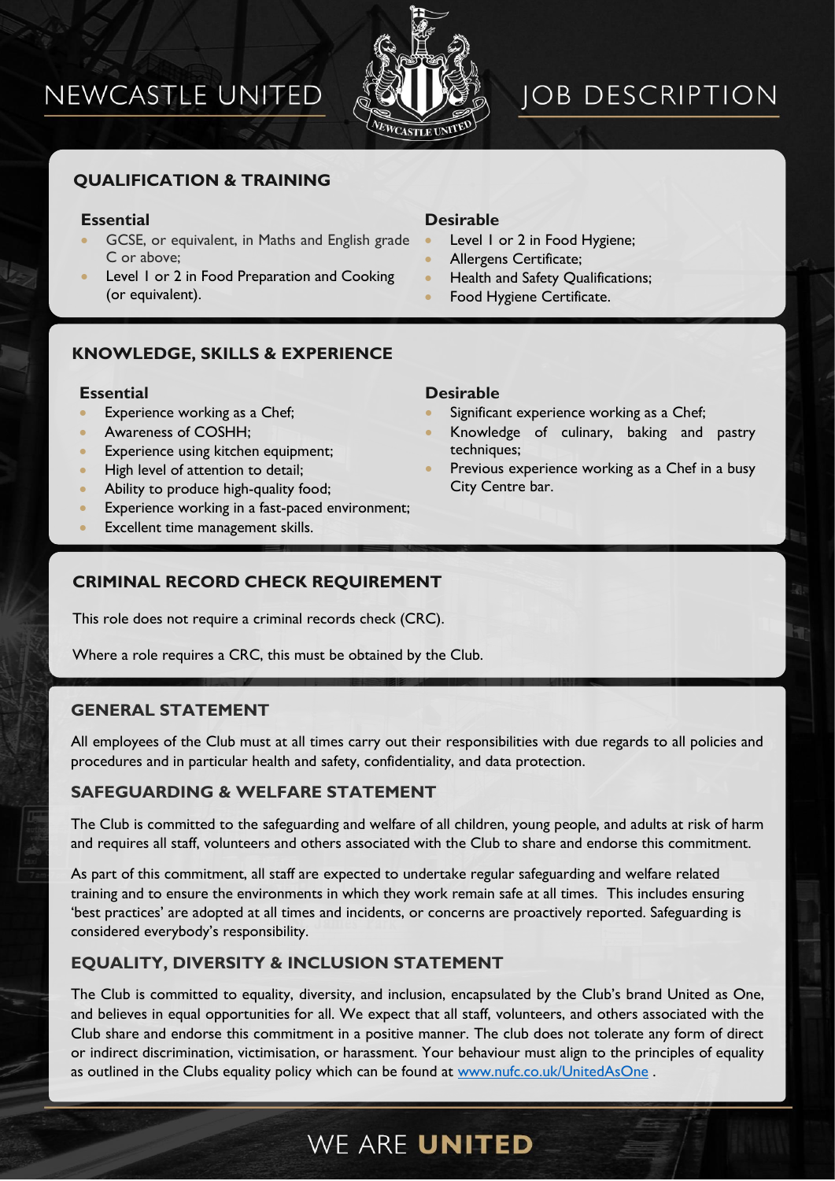## QUALIFICATION & TRAINING

### Essential

- GCSE, or equivalent, in Maths and English grade C or above;
- Level 1 or 2 in Food Preparation and Cooking (or equivalent).

### Desirable

- Level 1 or 2 in Food Hygiene;
- Allergens Certificate;
- Health and Safety Qualifications;
- Food Hygiene Certificate.

## KNOWLEDGE, SKILLS & EXPERIENCE

### Essential

- Experience working as a Chef;
- Awareness of COSHH;
- Experience using kitchen equipment;
- High level of attention to detail;
- Ability to produce high-quality food;
- Experience working in a fast-paced environment;
- Excellent time management skills.

### Desirable

- Significant experience working as a Chef;
- Knowledge of culinary, baking and pastry techniques;
- Previous experience working as a Chef in a busy City Centre bar.

## CRIMINAL RECORD CHECK REQUIREMENT

This role does not require a criminal records check (CRC).

Where a role requires a CRC, this must be obtained by the Club.

## GENERAL STATEMENT

All employees of the Club must at all times carry out their responsibilities with due regards to all policies and procedures and in particular health and safety, confidentiality, and data protection.

## SAFEGUARDING & WELFARE STATEMENT

The Club is committed to the safeguarding and welfare of all children, young people, and adults at risk of harm and requires all staff, volunteers and others associated with the Club to share and endorse this commitment.

As part of this commitment, all staff are expected to undertake regular safeguarding and welfare related training and to ensure the environments in which they work remain safe at all times. This includes ensuring 'best practices' are adopted at all times and incidents, or concerns are proactively reported. Safeguarding is considered everybody's responsibility.

## EQUALITY, DIVERSITY & INCLUSION STATEMENT

The Club is committed to equality, diversity, and inclusion, encapsulated by the Club's brand United as One, and believes in equal opportunities for all. We expect that all staff, volunteers, and others associated with the Club share and endorse this commitment in a positive manner. The club does not tolerate any form of direct or indirect discrimination, victimisation, or harassment. Your behaviour must align to the principles of equality as outlined in the Clubs equality policy which can be found at www.nufc.co.uk/UnitedAsOne .